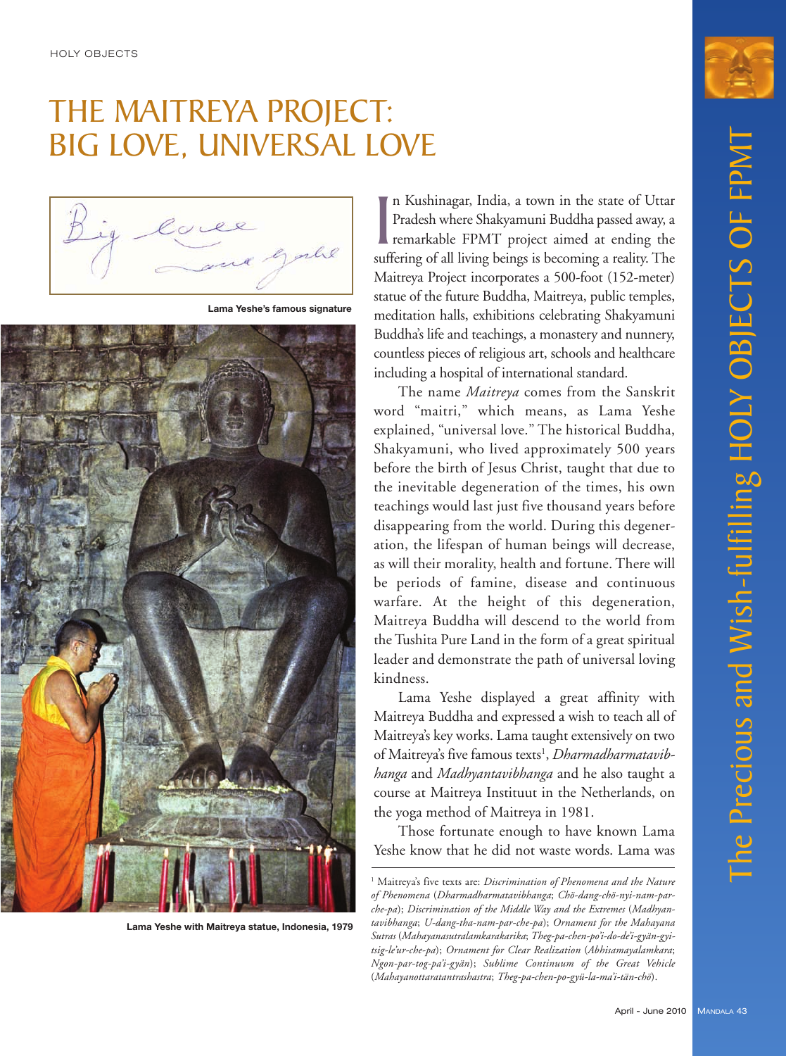# THE MAITREYA PROJECT: BIG LOVE, UNIVERSAL LOVE

Lama Yeshe's famous signature

Lama Yeshe with Maitreya statue, Indonesia, 1979

In Kushinagar, India, a town in the state of Uttar Pradesh where Shakyamuni Buddha passed away, a remarkable FPMT project aimed at ending the suffering of all living beings is becoming a reality. The Maitreya Project incorporates a 500-foot (152-meter) statue of the future Buddha, Maitreya, public temples, meditation halls, exhibitions celebrating Shakyamuni Buddha's life and teachings, a monastery and nunnery, countless pieces of religious art, schools and healthcare including a hospital of international standard.

The name *Maitreya* comes from the Sanskrit word "maitri," which means, as Lama Yeshe explained, "universal love." The historical Buddha, Shakyamuni, who lived approximately 500 years before the birth of Jesus Christ, taught that due to the inevitable degeneration of the times, his own teachings would last just five thousand years before disappearing from the world. During this degeneration, the lifespan of human beings will decrease, as will their morality, health and fortune. There will be periods of famine, disease and continuous warfare. At the height of this degeneration, Maitreya Buddha will descend to the world from the Tushita Pure Land in the form of a great spiritual leader and demonstrate the path of universal loving kindness.

Lama Yeshe displayed a great affinity with Maitreya Buddha and expressed a wish to teach all of Maitreya's key works. Lama taught extensively on two of Maitreya's five famous texts[1], *Dharmadharmatavibhanga* and *Madhyantavibhanga* and he also taught a course at Maitreya Instituut in the Netherlands, on the yoga method of Maitreya in 1981.

Those fortunate enough to have known Lama Yeshe know that he did not waste words. Lama was

[1] Maitreya's five texts are: *Discrimination of Phenomena and the Nature of Phenomena* (*Dharmadharmatavibhanga*; *Chö-dang-chö-nyi-nam-par-che-pa*); *Discrimination of the Middle Way and the Extremes* (*Madhyantavibhanga*; *U-dang-tha-nam-par-che-pa*); *Ornament for the Mahayana Sutras* (*Mahayanasutralamkarakarika*; *Theg-pa-chen-po'i-do-de'i-gyän-gyi-tsig-le'ur-che-pa*); *Ornament for Clear Realization* (*Abhisamayalamkara*; *Ngon-par-tog-pa'i-gyän*); *Sublime Continuum of the Great Vehicle* (*Mahayanottaratantrashastra*; *Theg-pa-chen-po-gyü-la-ma'i-tän-chö*).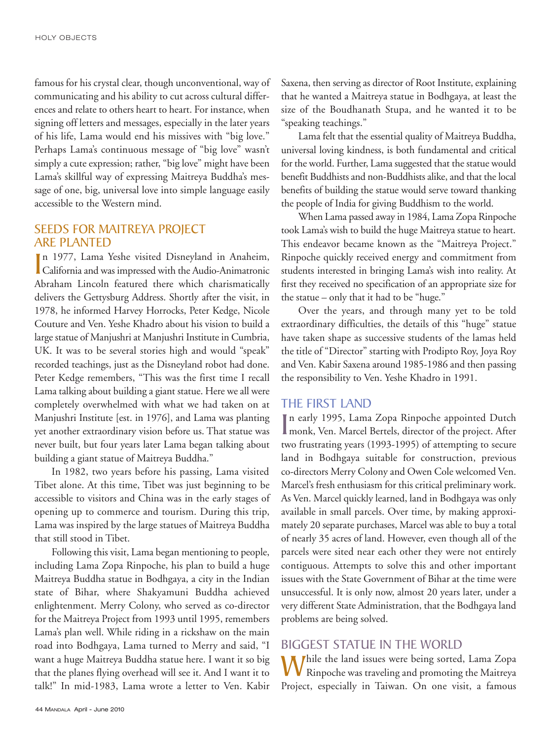famous for his crystal clear, though unconventional, way of communicating and his ability to cut across cultural differences and relate to others heart to heart. For instance, when signing off letters and messages, especially in the later years of his life, Lama would end his missives with "big love." Perhaps Lama's continuous message of "big love" wasn't simply a cute expression; rather, "big love" might have been Lama's skillful way of expressing Maitreya Buddha's message of one, big, universal love into simple language easily accessible to the Western mind.

## SEEDS FOR MAITREYA PROJECT ARE PLANTED

In 1977, Lama Yeshe visited Disneyland in Anaheim, California and was impressed with the Audio-Animatronic Abraham Lincoln featured there which charismatically delivers the Gettysburg Address. Shortly after the visit, in 1978, he informed Harvey Horrocks, Peter Kedge, Nicole Couture and Ven. Yeshe Khadro about his vision to build a large statue of Manjushri at Manjushri Institute in Cumbria, UK. It was to be several stories high and would "speak" recorded teachings, just as the Disneyland robot had done. Peter Kedge remembers, "This was the first time I recall Lama talking about building a giant statue. Here we all were completely overwhelmed with what we had taken on at Manjushri Institute [est. in 1976], and Lama was planting yet another extraordinary vision before us. That statue was never built, but four years later Lama began talking about building a giant statue of Maitreya Buddha."

In 1982, two years before his passing, Lama visited Tibet alone. At this time, Tibet was just beginning to be accessible to visitors and China was in the early stages of opening up to commerce and tourism. During this trip, Lama was inspired by the large statues of Maitreya Buddha that still stood in Tibet.

Following this visit, Lama began mentioning to people, including Lama Zopa Rinpoche, his plan to build a huge Maitreya Buddha statue in Bodhgaya, a city in the Indian state of Bihar, where Shakyamuni Buddha achieved enlightenment. Merry Colony, who served as co-director for the Maitreya Project from 1993 until 1995, remembers Lama's plan well. While riding in a rickshaw on the main road into Bodhgaya, Lama turned to Merry and said, "I want a huge Maitreya Buddha statue here. I want it so big that the planes flying overhead will see it. And I want it to talk!" In mid-1983, Lama wrote a letter to Ven. Kabir Saxena, then serving as director of Root Institute, explaining that he wanted a Maitreya statue in Bodhgaya, at least the size of the Boudhanath Stupa, and he wanted it to be "speaking teachings."

Lama felt that the essential quality of Maitreya Buddha, universal loving kindness, is both fundamental and critical for the world. Further, Lama suggested that the statue would benefit Buddhists and non-Buddhists alike, and that the local benefits of building the statue would serve toward thanking the people of India for giving Buddhism to the world.

When Lama passed away in 1984, Lama Zopa Rinpoche took Lama's wish to build the huge Maitreya statue to heart. This endeavor became known as the "Maitreya Project." Rinpoche quickly received energy and commitment from students interested in bringing Lama's wish into reality. At first they received no specification of an appropriate size for the statue – only that it had to be "huge."

Over the years, and through many yet to be told extraordinary difficulties, the details of this "huge" statue have taken shape as successive students of the lamas held the title of "Director" starting with Prodipto Roy, Joya Roy and Ven. Kabir Saxena around 1985-1986 and then passing the responsibility to Ven. Yeshe Khadro in 1991.

## THE FIRST LAND

In early 1995, Lama Zopa Rinpoche appointed Dutch monk, Ven. Marcel Bertels, director of the project. After two frustrating years (1993-1995) of attempting to secure land in Bodhgaya suitable for construction, previous co-directors Merry Colony and Owen Cole welcomed Ven. Marcel's fresh enthusiasm for this critical preliminary work. As Ven. Marcel quickly learned, land in Bodhgaya was only available in small parcels. Over time, by making approximately 20 separate purchases, Marcel was able to buy a total of nearly 35 acres of land. However, even though all of the parcels were sited near each other they were not entirely contiguous. Attempts to solve this and other important issues with the State Government of Bihar at the time were unsuccessful. It is only now, almost 20 years later, under a very different State Administration, that the Bodhgaya land problems are being solved.

## BIGGEST STATUE IN THE WORLD

While the land issues were being sorted, Lama Zopa Rinpoche was traveling and promoting the Maitreya Project, especially in Taiwan. On one visit, a famous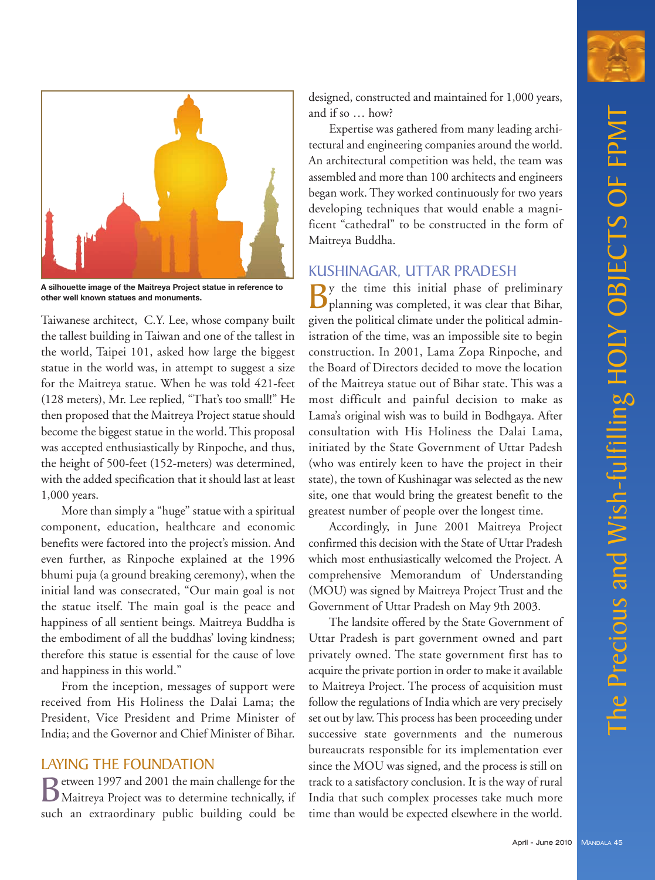A silhouette image of the Maitreya Project statue in reference to other well known statues and monuments.

Taiwanese architect, C.Y. Lee, whose company built the tallest building in Taiwan and one of the tallest in the world, Taipei 101, asked how large the biggest statue in the world was, in attempt to suggest a size for the Maitreya statue. When he was told 421-feet (128 meters), Mr. Lee replied, "That's too small!" He then proposed that the Maitreya Project statue should become the biggest statue in the world. This proposal was accepted enthusiastically by Rinpoche, and thus, the height of 500-feet (152-meters) was determined, with the added specification that it should last at least 1,000 years.

More than simply a "huge" statue with a spiritual component, education, healthcare and economic benefits were factored into the project's mission. And even further, as Rinpoche explained at the 1996 bhumi puja (a ground breaking ceremony), when the initial land was consecrated, "Our main goal is not the statue itself. The main goal is the peace and happiness of all sentient beings. Maitreya Buddha is the embodiment of all the buddhas' loving kindness; therefore this statue is essential for the cause of love and happiness in this world."

From the inception, messages of support were received from His Holiness the Dalai Lama; the President, Vice President and Prime Minister of India; and the Governor and Chief Minister of Bihar.

## LAYING THE FOUNDATION

Between 1997 and 2001 the main challenge for the Maitreya Project was to determine technically, if such an extraordinary public building could be designed, constructed and maintained for 1,000 years, and if so … how?

Expertise was gathered from many leading architectural and engineering companies around the world. An architectural competition was held, the team was assembled and more than 100 architects and engineers began work. They worked continuously for two years developing techniques that would enable a magnificent "cathedral" to be constructed in the form of Maitreya Buddha.

## KUSHINAGAR, UTTAR PRADESH

By the time this initial phase of preliminary planning was completed, it was clear that Bihar, given the political climate under the political administration of the time, was an impossible site to begin construction. In 2001, Lama Zopa Rinpoche, and the Board of Directors decided to move the location of the Maitreya statue out of Bihar state. This was a most difficult and painful decision to make as Lama's original wish was to build in Bodhgaya. After consultation with His Holiness the Dalai Lama, initiated by the State Government of Uttar Padesh (who was entirely keen to have the project in their state), the town of Kushinagar was selected as the new site, one that would bring the greatest benefit to the greatest number of people over the longest time.

Accordingly, in June 2001 Maitreya Project confirmed this decision with the State of Uttar Pradesh which most enthusiastically welcomed the Project. A comprehensive Memorandum of Understanding (MOU) was signed by Maitreya Project Trust and the Government of Uttar Pradesh on May 9th 2003.

The landsite offered by the State Government of Uttar Pradesh is part government owned and part privately owned. The state government first has to acquire the private portion in order to make it available to Maitreya Project. The process of acquisition must follow the regulations of India which are very precisely set out by law. This process has been proceeding under successive state governments and the numerous bureaucrats responsible for its implementation ever since the MOU was signed, and the process is still on track to a satisfactory conclusion. It is the way of rural India that such complex processes take much more time than would be expected elsewhere in the world.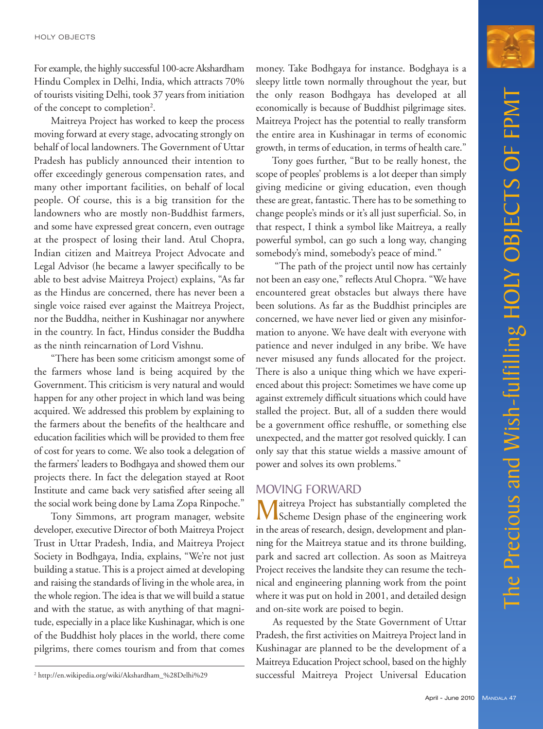For example, the highly successful 100-acre Akshardham Hindu Complex in Delhi, India, which attracts 70% of tourists visiting Delhi, took 37 years from initiation of the concept to completion[2].

Maitreya Project has worked to keep the process moving forward at every stage, advocating strongly on behalf of local landowners. The Government of Uttar Pradesh has publicly announced their intention to offer exceedingly generous compensation rates, and many other important facilities, on behalf of local people. Of course, this is a big transition for the landowners who are mostly non-Buddhist farmers, and some have expressed great concern, even outrage at the prospect of losing their land. Atul Chopra, Indian citizen and Maitreya Project Advocate and Legal Advisor (he became a lawyer specifically to be able to best advise Maitreya Project) explains, "As far as the Hindus are concerned, there has never been a single voice raised ever against the Maitreya Project, nor the Buddha, neither in Kushinagar nor anywhere in the country. In fact, Hindus consider the Buddha as the ninth reincarnation of Lord Vishnu.

"There has been some criticism amongst some of the farmers whose land is being acquired by the Government. This criticism is very natural and would happen for any other project in which land was being acquired. We addressed this problem by explaining to the farmers about the benefits of the healthcare and education facilities which will be provided to them free of cost for years to come. We also took a delegation of the farmers' leaders to Bodhgaya and showed them our projects there. In fact the delegation stayed at Root Institute and came back very satisfied after seeing all the social work being done by Lama Zopa Rinpoche."

Tony Simmons, art program manager, website developer, executive Director of both Maitreya Project Trust in Uttar Pradesh, India, and Maitreya Project Society in Bodhgaya, India, explains, "We're not just building a statue. This is a project aimed at developing and raising the standards of living in the whole area, in the whole region. The idea is that we will build a statue and with the statue, as with anything of that magnitude, especially in a place like Kushinagar, which is one of the Buddhist holy places in the world, there come pilgrims, there comes tourism and from that comes money. Take Bodhgaya for instance. Bodghaya is a sleepy little town normally throughout the year, but the only reason Bodhgaya has developed at all economically is because of Buddhist pilgrimage sites. Maitreya Project has the potential to really transform the entire area in Kushinagar in terms of economic growth, in terms of education, in terms of health care."

Tony goes further, "But to be really honest, the scope of peoples' problems is a lot deeper than simply giving medicine or giving education, even though these are great, fantastic. There has to be something to change people's minds or it's all just superficial. So, in that respect, I think a symbol like Maitreya, a really powerful symbol, can go such a long way, changing somebody's mind, somebody's peace of mind."

"The path of the project until now has certainly not been an easy one," reflects Atul Chopra. "We have encountered great obstacles but always there have been solutions. As far as the Buddhist principles are concerned, we have never lied or given any misinformation to anyone. We have dealt with everyone with patience and never indulged in any bribe. We have never misused any funds allocated for the project. There is also a unique thing which we have experienced about this project: Sometimes we have come up against extremely difficult situations which could have stalled the project. But, all of a sudden there would be a government office reshuffle, or something else unexpected, and the matter got resolved quickly. I can only say that this statue wields a massive amount of power and solves its own problems."

## MOVING FORWARD

Maitreya Project has substantially completed the Scheme Design phase of the engineering work in the areas of research, design, development and planning for the Maitreya statue and its throne building, park and sacred art collection. As soon as Maitreya Project receives the landsite they can resume the technical and engineering planning work from the point where it was put on hold in 2001, and detailed design and on-site work are poised to begin.

As requested by the State Government of Uttar Pradesh, the first activities on Maitreya Project land in Kushinagar are planned to be the development of a Maitreya Education Project school, based on the highly successful Maitreya Project Universal Education

---

[2] http://en.wikipedia.org/wiki/Akshardham_%28Delhi%29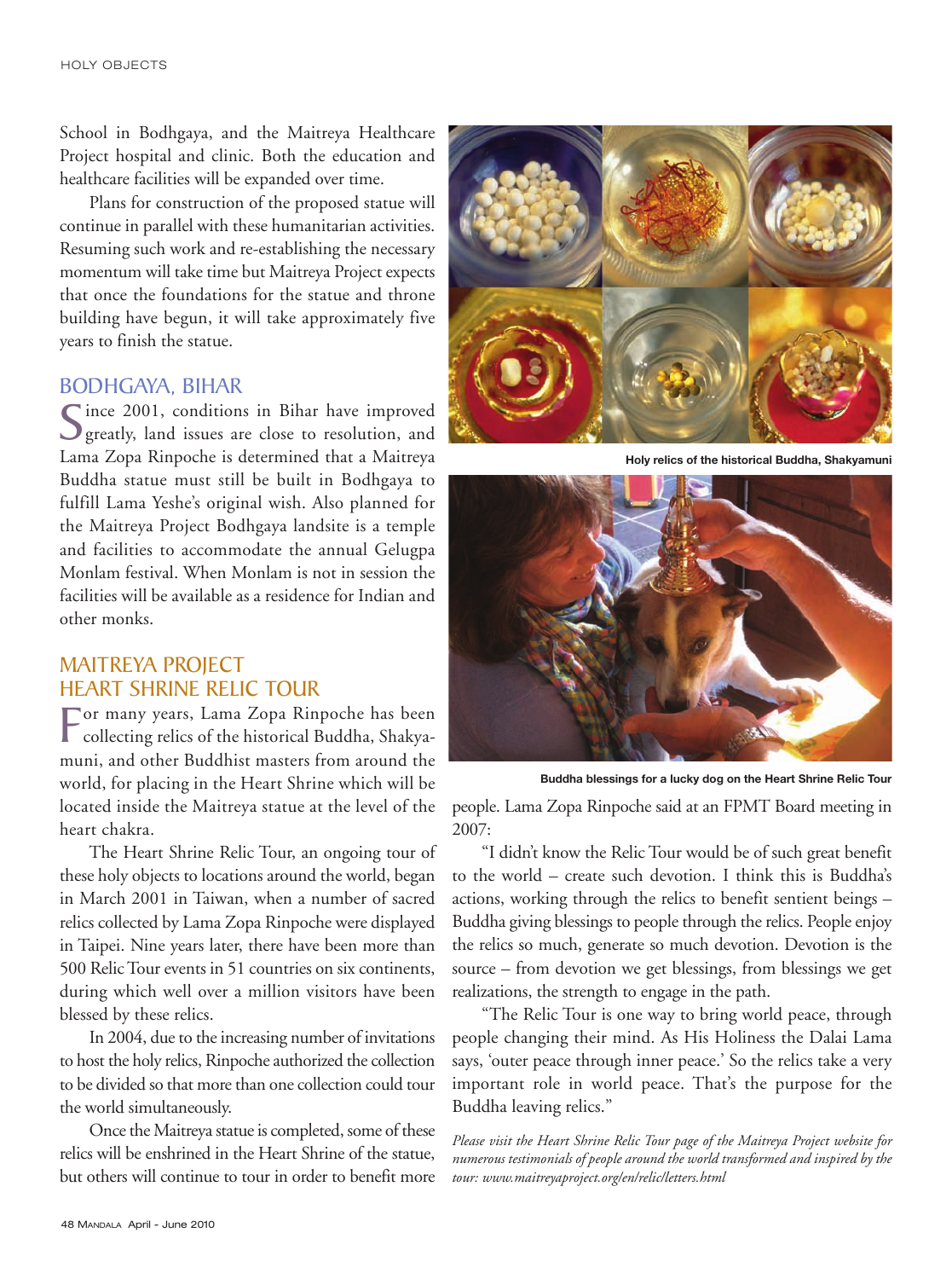School in Bodhgaya, and the Maitreya Healthcare Project hospital and clinic. Both the education and healthcare facilities will be expanded over time.

Plans for construction of the proposed statue will continue in parallel with these humanitarian activities. Resuming such work and re-establishing the necessary momentum will take time but Maitreya Project expects that once the foundations for the statue and throne building have begun, it will take approximately five years to finish the statue.

## BODHGAYA, BIHAR

Since 2001, conditions in Bihar have improved greatly, land issues are close to resolution, and Lama Zopa Rinpoche is determined that a Maitreya Buddha statue must still be built in Bodhgaya to fulfill Lama Yeshe's original wish. Also planned for the Maitreya Project Bodhgaya landsite is a temple and facilities to accommodate the annual Gelugpa Monlam festival. When Monlam is not in session the facilities will be available as a residence for Indian and other monks.

## MAITREYA PROJECT HEART SHRINE RELIC TOUR

For many years, Lama Zopa Rinpoche has been collecting relics of the historical Buddha, Shakyamuni, and other Buddhist masters from around the world, for placing in the Heart Shrine which will be located inside the Maitreya statue at the level of the heart chakra.

The Heart Shrine Relic Tour, an ongoing tour of these holy objects to locations around the world, began in March 2001 in Taiwan, when a number of sacred relics collected by Lama Zopa Rinpoche were displayed in Taipei. Nine years later, there have been more than 500 Relic Tour events in 51 countries on six continents, during which well over a million visitors have been blessed by these relics.

In 2004, due to the increasing number of invitations to host the holy relics, Rinpoche authorized the collection to be divided so that more than one collection could tour the world simultaneously.

Once the Maitreya statue is completed, some of these relics will be enshrined in the Heart Shrine of the statue, but others will continue to tour in order to benefit more people. Lama Zopa Rinpoche said at an FPMT Board meeting in 2007:

**Holy relics of the historical Buddha, Shakyamuni**

**Buddha blessings for a lucky dog on the Heart Shrine Relic Tour**

"I didn't know the Relic Tour would be of such great benefit to the world – create such devotion. I think this is Buddha's actions, working through the relics to benefit sentient beings – Buddha giving blessings to people through the relics. People enjoy the relics so much, generate so much devotion. Devotion is the source – from devotion we get blessings, from blessings we get realizations, the strength to engage in the path.

"The Relic Tour is one way to bring world peace, through people changing their mind. As His Holiness the Dalai Lama says, 'outer peace through inner peace.' So the relics take a very important role in world peace. That's the purpose for the Buddha leaving relics."

*Please visit the Heart Shrine Relic Tour page of the Maitreya Project website for numerous testimonials of people around the world transformed and inspired by the tour: www.maitreyaproject.org/en/relic/letters.html*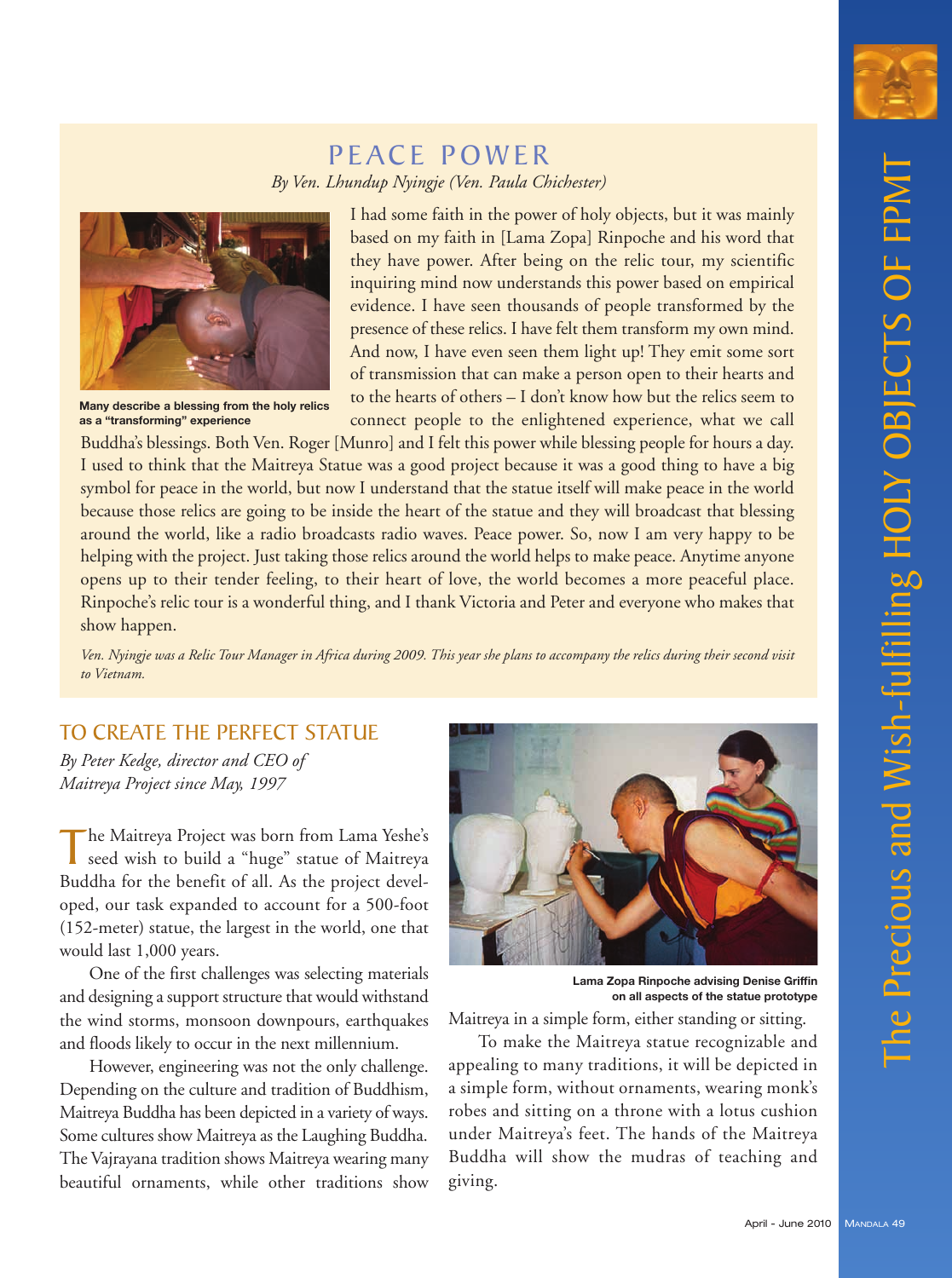## PEACE POWER

*By Ven. Lhundup Nyingje (Ven. Paula Chichester)*

Many describe a blessing from the holy relics as a "transforming" experience

I had some faith in the power of holy objects, but it was mainly based on my faith in [Lama Zopa] Rinpoche and his word that they have power. After being on the relic tour, my scientific inquiring mind now understands this power based on empirical evidence. I have seen thousands of people transformed by the presence of these relics. I have felt them transform my own mind. And now, I have even seen them light up! They emit some sort of transmission that can make a person open to their hearts and to the hearts of others – I don't know how but the relics seem to connect people to the enlightened experience, what we call Buddha's blessings. Both Ven. Roger [Munro] and I felt this power while blessing people for hours a day. I used to think that the Maitreya Statue was a good project because it was a good thing to have a big symbol for peace in the world, but now I understand that the statue itself will make peace in the world because those relics are going to be inside the heart of the statue and they will broadcast that blessing around the world, like a radio broadcasts radio waves. Peace power. So, now I am very happy to be helping with the project. Just taking those relics around the world helps to make peace. Anytime anyone opens up to their tender feeling, to their heart of love, the world becomes a more peaceful place. Rinpoche's relic tour is a wonderful thing, and I thank Victoria and Peter and everyone who makes that show happen.

*Ven. Nyingje was a Relic Tour Manager in Africa during 2009. This year she plans to accompany the relics during their second visit to Vietnam.*

## TO CREATE THE PERFECT STATUE

*By Peter Kedge, director and CEO of Maitreya Project since May, 1997*

The Maitreya Project was born from Lama Yeshe's seed wish to build a "huge" statue of Maitreya Buddha for the benefit of all. As the project developed, our task expanded to account for a 500-foot (152-meter) statue, the largest in the world, one that would last 1,000 years.

One of the first challenges was selecting materials and designing a support structure that would withstand the wind storms, monsoon downpours, earthquakes and floods likely to occur in the next millennium.

However, engineering was not the only challenge. Depending on the culture and tradition of Buddhism, Maitreya Buddha has been depicted in a variety of ways. Some cultures show Maitreya as the Laughing Buddha. The Vajrayana tradition shows Maitreya wearing many beautiful ornaments, while other traditions show Maitreya in a simple form, either standing or sitting.

Lama Zopa Rinpoche advising Denise Griffin on all aspects of the statue prototype

To make the Maitreya statue recognizable and appealing to many traditions, it will be depicted in a simple form, without ornaments, wearing monk's robes and sitting on a throne with a lotus cushion under Maitreya's feet. The hands of the Maitreya Buddha will show the mudras of teaching and giving.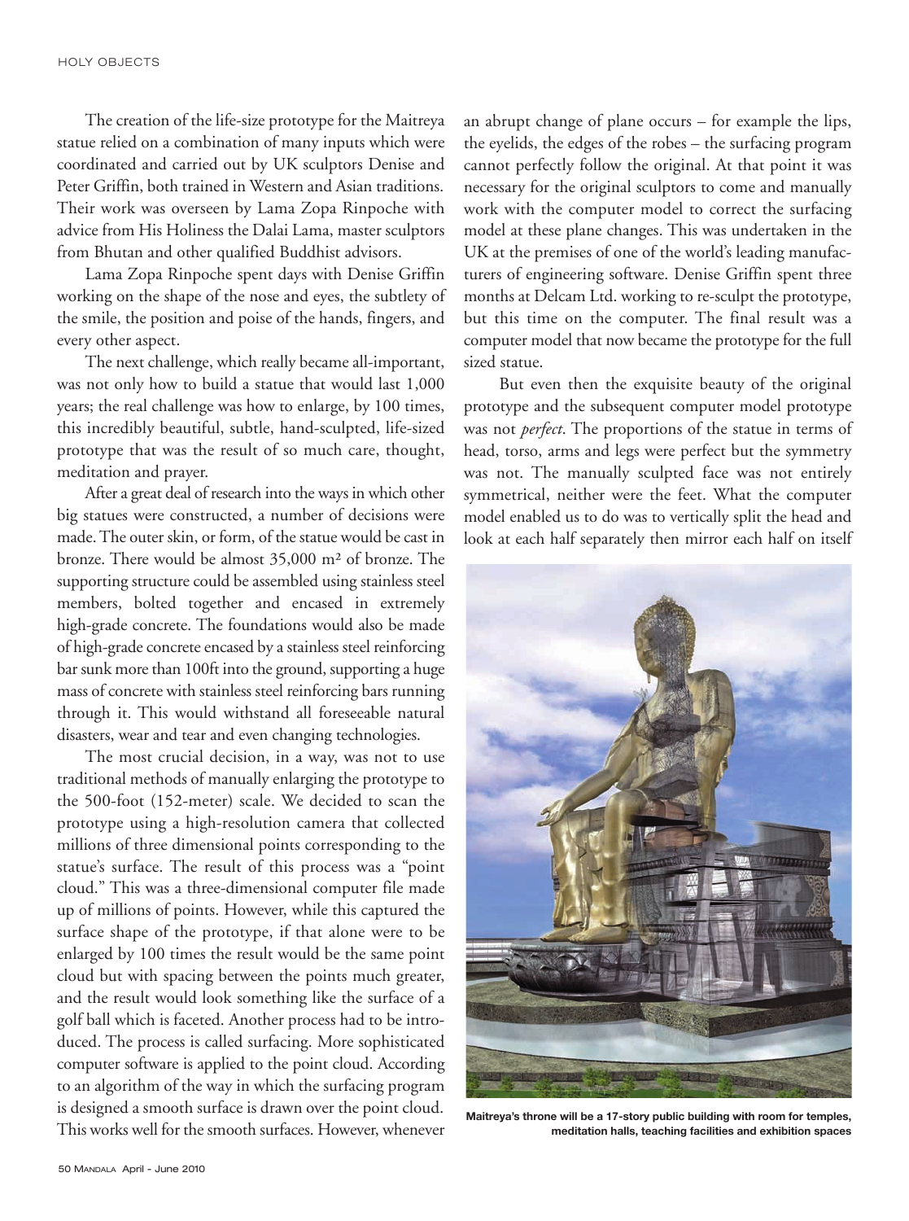The creation of the life-size prototype for the Maitreya statue relied on a combination of many inputs which were coordinated and carried out by UK sculptors Denise and Peter Griffin, both trained in Western and Asian traditions. Their work was overseen by Lama Zopa Rinpoche with advice from His Holiness the Dalai Lama, master sculptors from Bhutan and other qualified Buddhist advisors.

Lama Zopa Rinpoche spent days with Denise Griffin working on the shape of the nose and eyes, the subtlety of the smile, the position and poise of the hands, fingers, and every other aspect.

The next challenge, which really became all-important, was not only how to build a statue that would last 1,000 years; the real challenge was how to enlarge, by 100 times, this incredibly beautiful, subtle, hand-sculpted, life-sized prototype that was the result of so much care, thought, meditation and prayer.

After a great deal of research into the ways in which other big statues were constructed, a number of decisions were made. The outer skin, or form, of the statue would be cast in bronze. There would be almost 35,000 m² of bronze. The supporting structure could be assembled using stainless steel members, bolted together and encased in extremely high-grade concrete. The foundations would also be made of high-grade concrete encased by a stainless steel reinforcing bar sunk more than 100ft into the ground, supporting a huge mass of concrete with stainless steel reinforcing bars running through it. This would withstand all foreseeable natural disasters, wear and tear and even changing technologies.

The most crucial decision, in a way, was not to use traditional methods of manually enlarging the prototype to the 500-foot (152-meter) scale. We decided to scan the prototype using a high-resolution camera that collected millions of three dimensional points corresponding to the statue's surface. The result of this process was a "point cloud." This was a three-dimensional computer file made up of millions of points. However, while this captured the surface shape of the prototype, if that alone were to be enlarged by 100 times the result would be the same point cloud but with spacing between the points much greater, and the result would look something like the surface of a golf ball which is faceted. Another process had to be introduced. The process is called surfacing. More sophisticated computer software is applied to the point cloud. According to an algorithm of the way in which the surfacing program is designed a smooth surface is drawn over the point cloud. This works well for the smooth surfaces. However, whenever an abrupt change of plane occurs – for example the lips, the eyelids, the edges of the robes – the surfacing program cannot perfectly follow the original. At that point it was necessary for the original sculptors to come and manually work with the computer model to correct the surfacing model at these plane changes. This was undertaken in the UK at the premises of one of the world's leading manufacturers of engineering software. Denise Griffin spent three months at Delcam Ltd. working to re-sculpt the prototype, but this time on the computer. The final result was a computer model that now became the prototype for the full sized statue.

But even then the exquisite beauty of the original prototype and the subsequent computer model prototype was not *perfect*. The proportions of the statue in terms of head, torso, arms and legs were perfect but the symmetry was not. The manually sculpted face was not entirely symmetrical, neither were the feet. What the computer model enabled us to do was to vertically split the head and look at each half separately then mirror each half on itself

**Maitreya's throne will be a 17-story public building with room for temples, meditation halls, teaching facilities and exhibition spaces**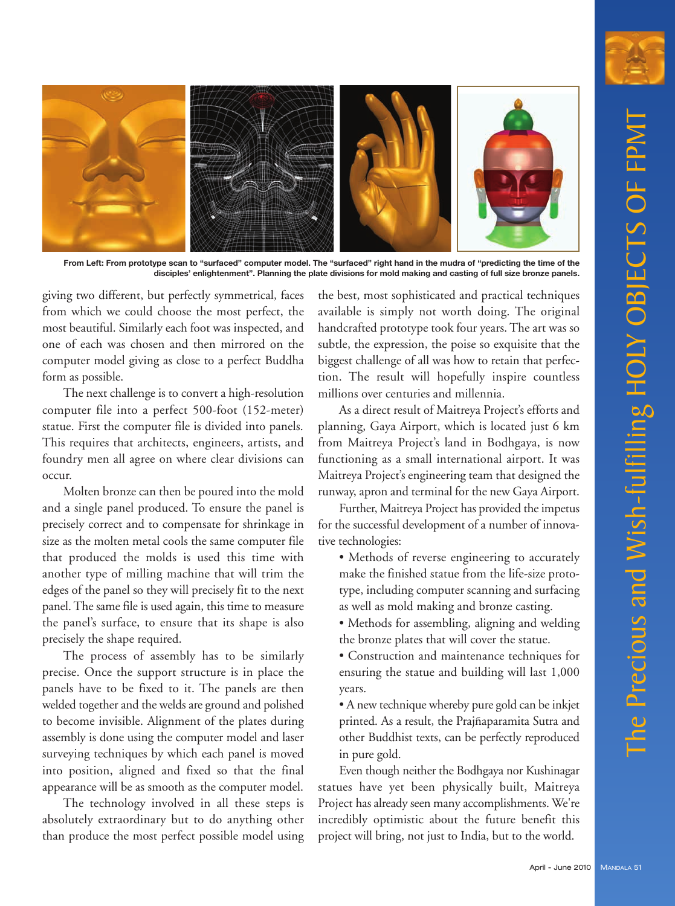From Left: From prototype scan to "surfaced" computer model. The "surfaced" right hand in the mudra of "predicting the time of the disciples' enlightenment". Planning the plate divisions for mold making and casting of full size bronze panels.

giving two different, but perfectly symmetrical, faces from which we could choose the most perfect, the most beautiful. Similarly each foot was inspected, and one of each was chosen and then mirrored on the computer model giving as close to a perfect Buddha form as possible.

The next challenge is to convert a high-resolution computer file into a perfect 500-foot (152-meter) statue. First the computer file is divided into panels. This requires that architects, engineers, artists, and foundry men all agree on where clear divisions can occur.

Molten bronze can then be poured into the mold and a single panel produced. To ensure the panel is precisely correct and to compensate for shrinkage in size as the molten metal cools the same computer file that produced the molds is used this time with another type of milling machine that will trim the edges of the panel so they will precisely fit to the next panel. The same file is used again, this time to measure the panel's surface, to ensure that its shape is also precisely the shape required.

The process of assembly has to be similarly precise. Once the support structure is in place the panels have to be fixed to it. The panels are then welded together and the welds are ground and polished to become invisible. Alignment of the plates during assembly is done using the computer model and laser surveying techniques by which each panel is moved into position, aligned and fixed so that the final appearance will be as smooth as the computer model.

The technology involved in all these steps is absolutely extraordinary but to do anything other than produce the most perfect possible model using the best, most sophisticated and practical techniques available is simply not worth doing. The original handcrafted prototype took four years. The art was so subtle, the expression, the poise so exquisite that the biggest challenge of all was how to retain that perfection. The result will hopefully inspire countless millions over centuries and millennia.

As a direct result of Maitreya Project's efforts and planning, Gaya Airport, which is located just 6 km from Maitreya Project's land in Bodhgaya, is now functioning as a small international airport. It was Maitreya Project's engineering team that designed the runway, apron and terminal for the new Gaya Airport.

Further, Maitreya Project has provided the impetus for the successful development of a number of innovative technologies:

- Methods of reverse engineering to accurately make the finished statue from the life-size prototype, including computer scanning and surfacing as well as mold making and bronze casting.
- Methods for assembling, aligning and welding the bronze plates that will cover the statue.
- Construction and maintenance techniques for ensuring the statue and building will last 1,000 years.
- A new technique whereby pure gold can be inkjet printed. As a result, the Prajñaparamita Sutra and other Buddhist texts, can be perfectly reproduced in pure gold.

Even though neither the Bodhgaya nor Kushinagar statues have yet been physically built, Maitreya Project has already seen many accomplishments. We're incredibly optimistic about the future benefit this project will bring, not just to India, but to the world.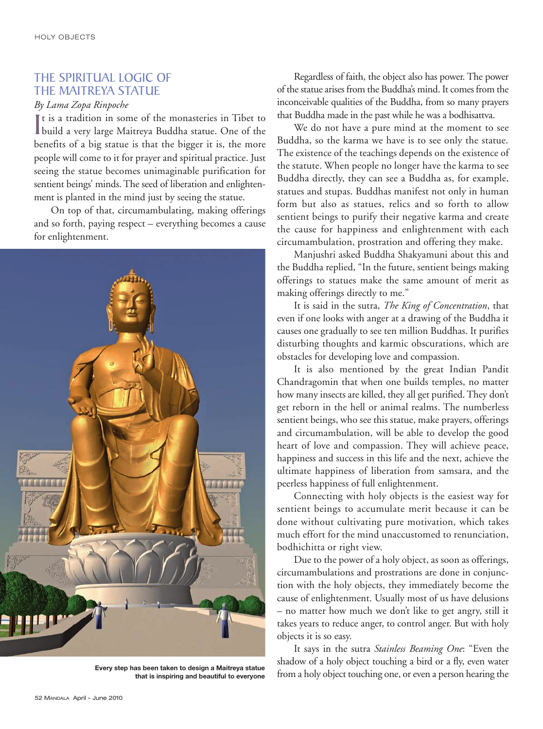## THE SPIRITUAL LOGIC OF THE MAITREYA STATUE

*By Lama Zopa Rinpoche*

It is a tradition in some of the monasteries in Tibet to build a very large Maitreya Buddha statue. One of the benefits of a big statue is that the bigger it is, the more people will come to it for prayer and spiritual practice. Just seeing the statue becomes unimaginable purification for sentient beings' minds. The seed of liberation and enlightenment is planted in the mind just by seeing the statue.

On top of that, circumambulating, making offerings and so forth, paying respect – everything becomes a cause for enlightenment.

**Every step has been taken to design a Maitreya statue that is inspiring and beautiful to everyone**

Regardless of faith, the object also has power. The power of the statue arises from the Buddha's mind. It comes from the inconceivable qualities of the Buddha, from so many prayers that Buddha made in the past while he was a bodhisattva.

We do not have a pure mind at the moment to see Buddha, so the karma we have is to see only the statue. The existence of the teachings depends on the existence of the statute. When people no longer have the karma to see Buddha directly, they can see a Buddha as, for example, statues and stupas. Buddhas manifest not only in human form but also as statues, relics and so forth to allow sentient beings to purify their negative karma and create the cause for happiness and enlightenment with each circumambulation, prostration and offering they make.

Manjushri asked Buddha Shakyamuni about this and the Buddha replied, "In the future, sentient beings making offerings to statues make the same amount of merit as making offerings directly to me."

It is said in the sutra, *The King of Concentration*, that even if one looks with anger at a drawing of the Buddha it causes one gradually to see ten million Buddhas. It purifies disturbing thoughts and karmic obscurations, which are obstacles for developing love and compassion.

It is also mentioned by the great Indian Pandit Chandragomin that when one builds temples, no matter how many insects are killed, they all get purified. They don't get reborn in the hell or animal realms. The numberless sentient beings, who see this statue, make prayers, offerings and circumambulation, will be able to develop the good heart of love and compassion. They will achieve peace, happiness and success in this life and the next, achieve the ultimate happiness of liberation from samsara, and the peerless happiness of full enlightenment.

Connecting with holy objects is the easiest way for sentient beings to accumulate merit because it can be done without cultivating pure motivation, which takes much effort for the mind unaccustomed to renunciation, bodhichitta or right view.

Due to the power of a holy object, as soon as offerings, circumambulations and prostrations are done in conjunction with the holy objects, they immediately become the cause of enlightenment. Usually most of us have delusions – no matter how much we don't like to get angry, still it takes years to reduce anger, to control anger. But with holy objects it is so easy.

It says in the sutra *Stainless Beaming One*: "Even the shadow of a holy object touching a bird or a fly, even water from a holy object touching one, or even a person hearing the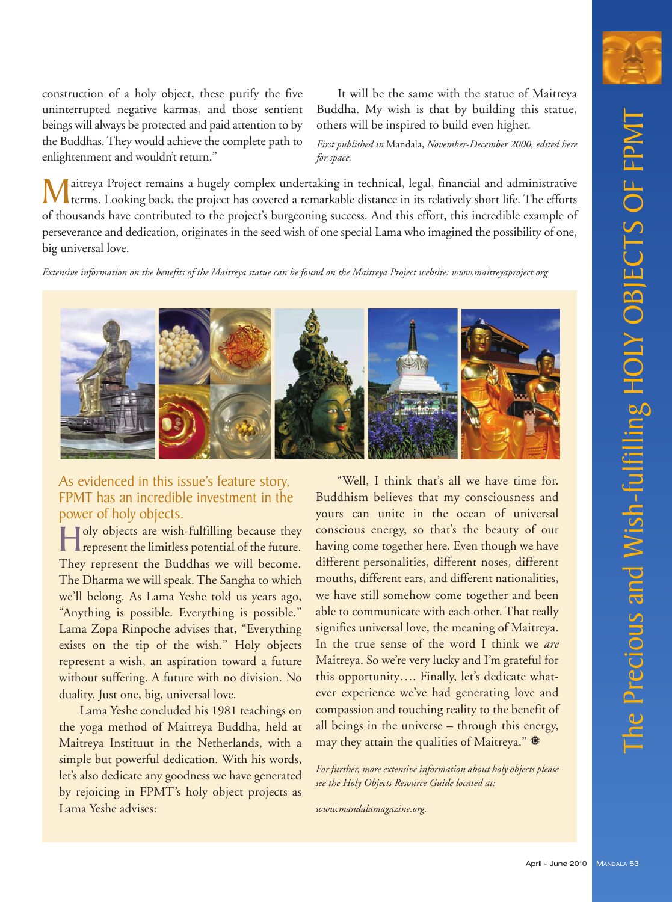construction of a holy object, these purify the five uninterrupted negative karmas, and those sentient beings will always be protected and paid attention to by the Buddhas. They would achieve the complete path to enlightenment and wouldn't return."

It will be the same with the statue of Maitreya Buddha. My wish is that by building this statue, others will be inspired to build even higher.

*First published in* Mandala, *November-December 2000, edited here for space.*

Maitreya Project remains a hugely complex undertaking in technical, legal, financial and administrative terms. Looking back, the project has covered a remarkable distance in its relatively short life. The efforts of thousands have contributed to the project's burgeoning success. And this effort, this incredible example of perseverance and dedication, originates in the seed wish of one special Lama who imagined the possibility of one, big universal love.

*Extensive information on the benefits of the Maitreya statue can be found on the Maitreya Project website: www.maitreyaproject.org*

## As evidenced in this issue's feature story, FPMT has an incredible investment in the power of holy objects.

Holy objects are wish-fulfilling because they represent the limitless potential of the future. They represent the Buddhas we will become. The Dharma we will speak. The Sangha to which we'll belong. As Lama Yeshe told us years ago, "Anything is possible. Everything is possible." Lama Zopa Rinpoche advises that, "Everything exists on the tip of the wish." Holy objects represent a wish, an aspiration toward a future without suffering. A future with no division. No duality. Just one, big, universal love.

Lama Yeshe concluded his 1981 teachings on the yoga method of Maitreya Buddha, held at Maitreya Instituut in the Netherlands, with a simple but powerful dedication. With his words, let's also dedicate any goodness we have generated by rejoicing in FPMT's holy object projects as Lama Yeshe advises:

"Well, I think that's all we have time for. Buddhism believes that my consciousness and yours can unite in the ocean of universal conscious energy, so that's the beauty of our having come together here. Even though we have different personalities, different noses, different mouths, different ears, and different nationalities, we have still somehow come together and been able to communicate with each other. That really signifies universal love, the meaning of Maitreya. In the true sense of the word I think we *are* Maitreya. So we're very lucky and I'm grateful for this opportunity…. Finally, let's dedicate whatever experience we've had generating love and compassion and touching reality to the benefit of all beings in the universe – through this energy, may they attain the qualities of Maitreya."

*For further, more extensive information about holy objects please see the Holy Objects Resource Guide located at:*

*www.mandalamagazine.org.*